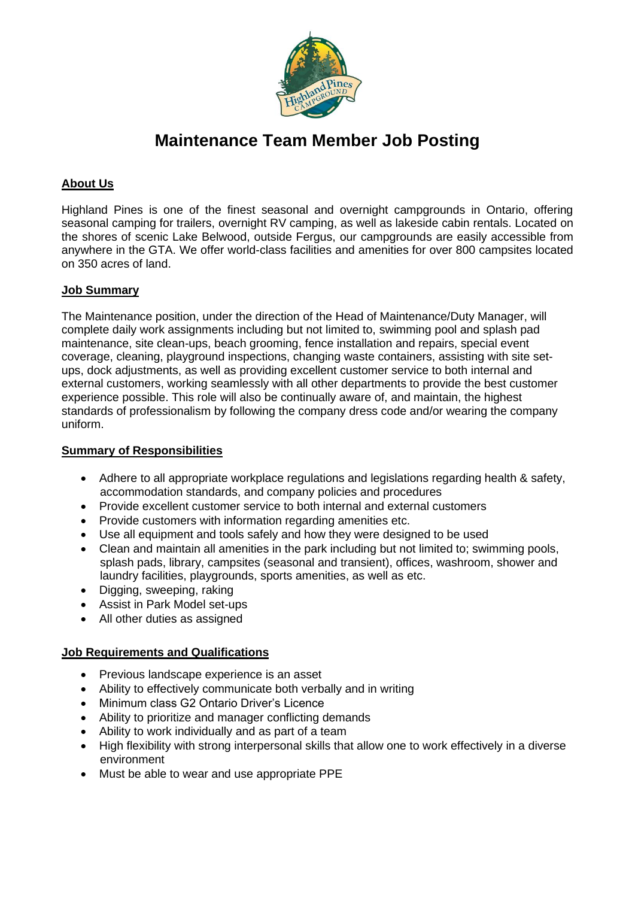# Maintenance Team Member Job Posting

## About Us

Highland Pines is one of the finest seasonal and overnight campgrounds in Ontario, offering seasonal camping for trailers, overnight RV camping, as well as lakeside cabin rentals. Located on the shores of scenic Lake Belwood, outside Fergus, our campgrounds are easily accessible from anywhere in the GTA. We offer world-class facilities and amenities for over 800 campsites located on 350 acres of land.

## Job Summary

The Maintenance position, under the direction of the Head of Maintenance/Duty Manager, will complete daily work assignments including but not limited to, swimming pool and splash pad maintenance, site clean-ups, beach grooming, fence installation and repairs, special event coverage, cleaning, playground inspections, changing waste containers, assisting with site set-ups, dock adjustments, as well as providing excellent customer service to both internal and external customers, working seamlessly with all other departments to provide the best customer experience possible. This role will also be continually aware of, and maintain, the highest standards of professionalism by following the company dress code and/or wearing the company uniform.

## Summary of Responsibilities

- Adhere to all appropriate workplace regulations and legislations regarding health & safety, accommodation standards, and company policies and procedures
- Provide excellent customer service to both internal and external customers
- Provide customers with information regarding amenities etc.
- Use all equipment and tools safely and how they were designed to be used
- Clean and maintain all amenities in the park including but not limited to; swimming pools, splash pads, library, campsites (seasonal and transient), offices, washroom, shower and laundry facilities, playgrounds, sports amenities, as well as etc.
- Digging, sweeping, raking
- Assist in Park Model set-ups
- All other duties as assigned

## Job Requirements and Qualifications

- Previous landscape experience is an asset
- Ability to effectively communicate both verbally and in writing
- Minimum class G2 Ontario Driver's Licence
- Ability to prioritize and manager conflicting demands
- Ability to work individually and as part of a team
- High flexibility with strong interpersonal skills that allow one to work effectively in a diverse environment
- Must be able to wear and use appropriate PPE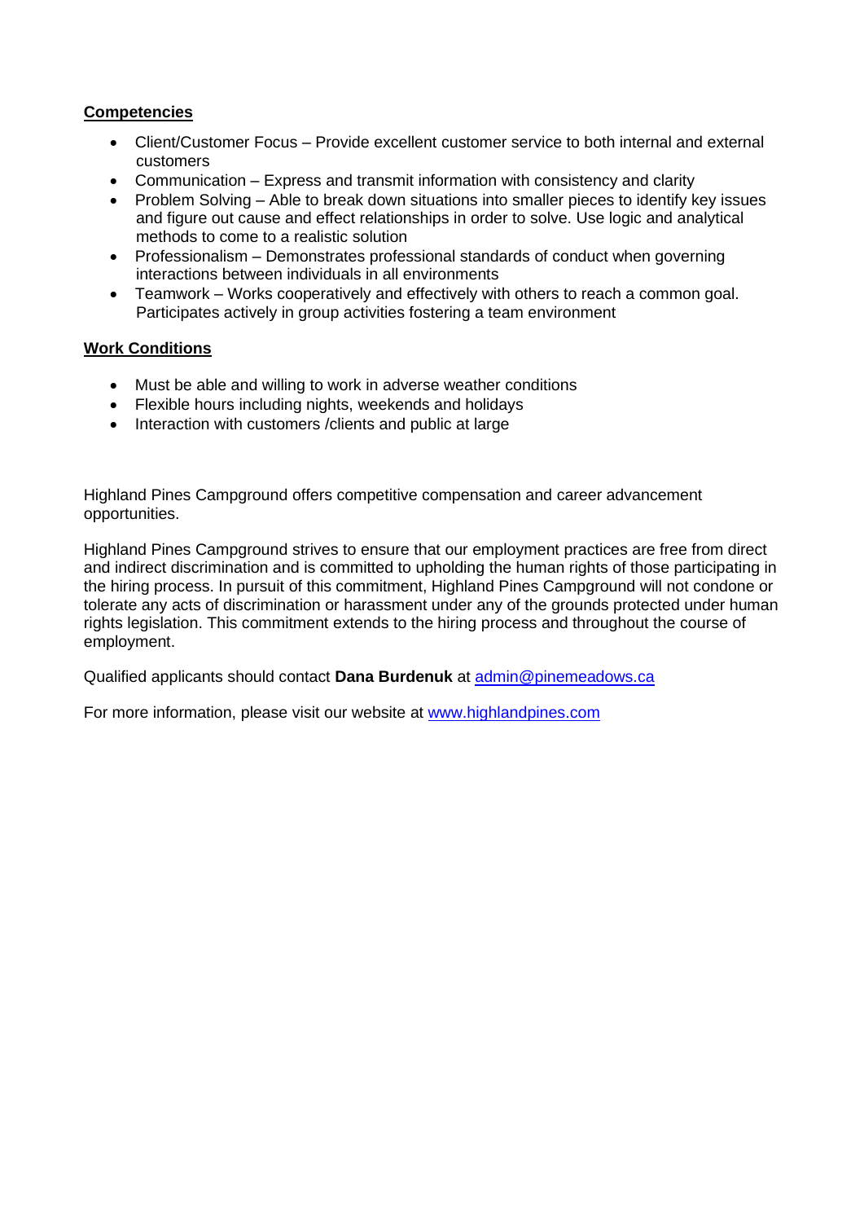**Competencies**

- Client/Customer Focus – Provide excellent customer service to both internal and external customers
- Communication – Express and transmit information with consistency and clarity
- Problem Solving – Able to break down situations into smaller pieces to identify key issues and figure out cause and effect relationships in order to solve. Use logic and analytical methods to come to a realistic solution
- Professionalism – Demonstrates professional standards of conduct when governing interactions between individuals in all environments
- Teamwork – Works cooperatively and effectively with others to reach a common goal. Participates actively in group activities fostering a team environment

**Work Conditions**

- Must be able and willing to work in adverse weather conditions
- Flexible hours including nights, weekends and holidays
- Interaction with customers /clients and public at large

Highland Pines Campground offers competitive compensation and career advancement opportunities.

Highland Pines Campground strives to ensure that our employment practices are free from direct and indirect discrimination and is committed to upholding the human rights of those participating in the hiring process. In pursuit of this commitment, Highland Pines Campground will not condone or tolerate any acts of discrimination or harassment under any of the grounds protected under human rights legislation. This commitment extends to the hiring process and throughout the course of employment.

Qualified applicants should contact **Dana Burdenuk** at [admin@pinemeadows.ca](mailto:admin@pinemeadows.ca)

For more information, please visit our website at [www.highlandpines.com](http://www.highlandpines.com)